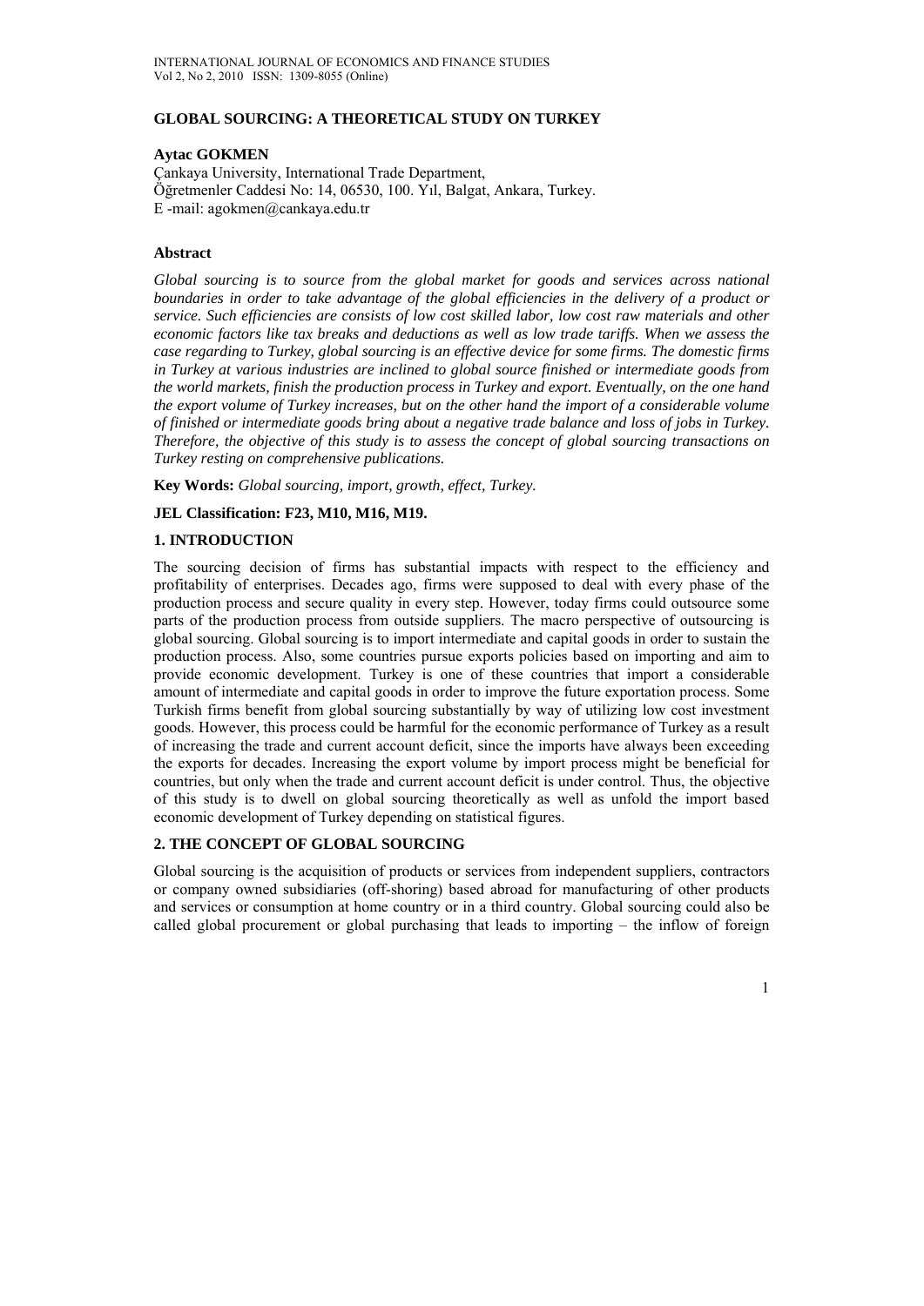# GLOBAL SOURCING: A THEORETICAL STUDY ON TURKEY

**Aytac GOKMEN**

Çankaya University, International Trade Department,
Öğretmenler Caddesi No: 14, 06530, 100. Yıl, Balgat, Ankara, Turkey.
E -mail: agokmen@cankaya.edu.tr

### Abstract

*Global sourcing is to source from the global market for goods and services across national boundaries in order to take advantage of the global efficiencies in the delivery of a product or service. Such efficiencies are consists of low cost skilled labor, low cost raw materials and other economic factors like tax breaks and deductions as well as low trade tariffs. When we assess the case regarding to Turkey, global sourcing is an effective device for some firms. The domestic firms in Turkey at various industries are inclined to global source finished or intermediate goods from the world markets, finish the production process in Turkey and export. Eventually, on the one hand the export volume of Turkey increases, but on the other hand the import of a considerable volume of finished or intermediate goods bring about a negative trade balance and loss of jobs in Turkey. Therefore, the objective of this study is to assess the concept of global sourcing transactions on Turkey resting on comprehensive publications.*

**Key Words:** *Global sourcing, import, growth, effect, Turkey.*

**JEL Classification: F23, M10, M16, M19.**

## 1. INTRODUCTION

The sourcing decision of firms has substantial impacts with respect to the efficiency and profitability of enterprises. Decades ago, firms were supposed to deal with every phase of the production process and secure quality in every step. However, today firms could outsource some parts of the production process from outside suppliers. The macro perspective of outsourcing is global sourcing. Global sourcing is to import intermediate and capital goods in order to sustain the production process. Also, some countries pursue exports policies based on importing and aim to provide economic development. Turkey is one of these countries that import a considerable amount of intermediate and capital goods in order to improve the future exportation process. Some Turkish firms benefit from global sourcing substantially by way of utilizing low cost investment goods. However, this process could be harmful for the economic performance of Turkey as a result of increasing the trade and current account deficit, since the imports have always been exceeding the exports for decades. Increasing the export volume by import process might be beneficial for countries, but only when the trade and current account deficit is under control. Thus, the objective of this study is to dwell on global sourcing theoretically as well as unfold the import based economic development of Turkey depending on statistical figures.

## 2. THE CONCEPT OF GLOBAL SOURCING

Global sourcing is the acquisition of products or services from independent suppliers, contractors or company owned subsidiaries (off-shoring) based abroad for manufacturing of other products and services or consumption at home country or in a third country. Global sourcing could also be called global procurement or global purchasing that leads to importing – the inflow of foreign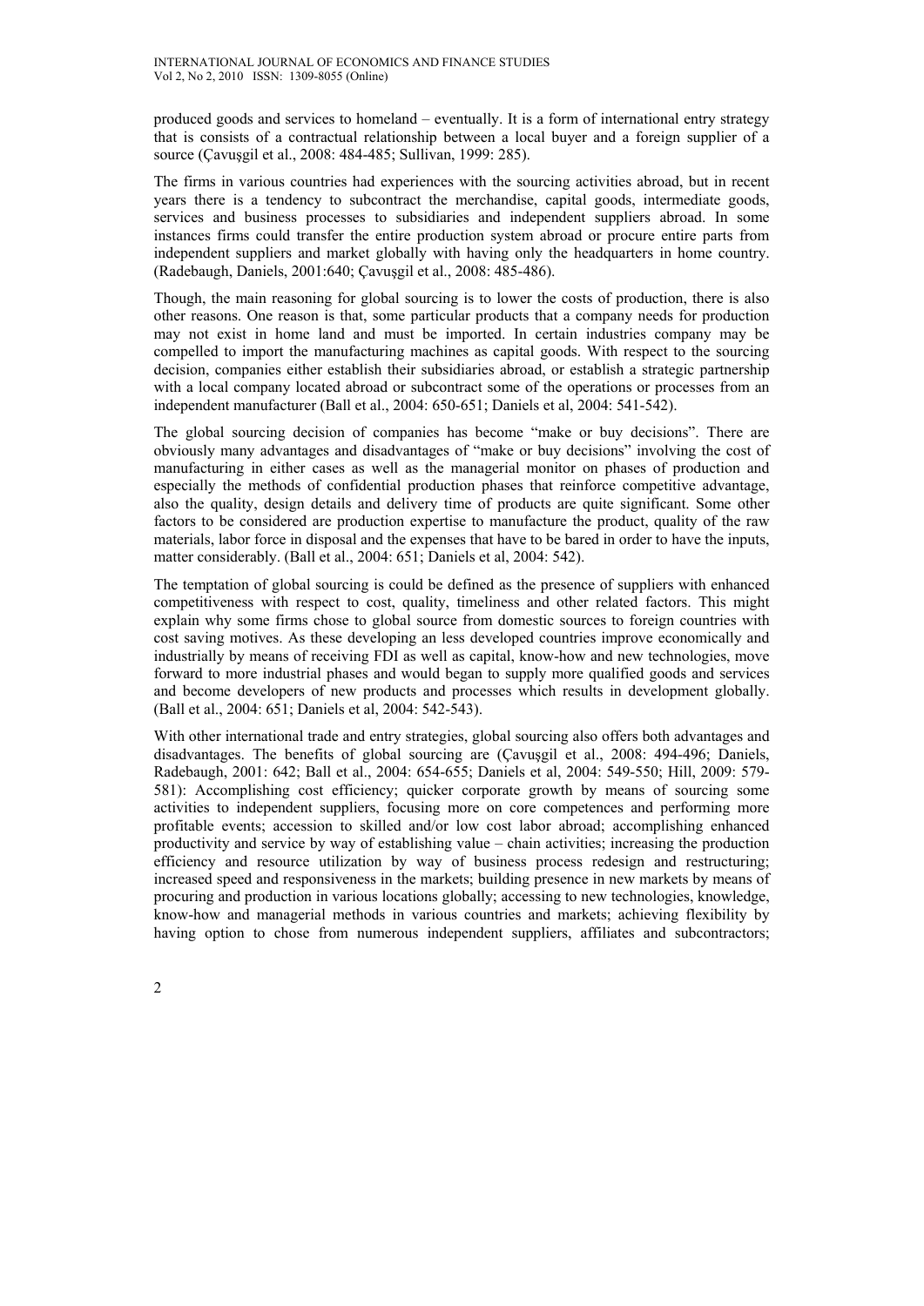produced goods and services to homeland – eventually. It is a form of international entry strategy that is consists of a contractual relationship between a local buyer and a foreign supplier of a source (Çavuşgil et al., 2008: 484-485; Sullivan, 1999: 285).

The firms in various countries had experiences with the sourcing activities abroad, but in recent years there is a tendency to subcontract the merchandise, capital goods, intermediate goods, services and business processes to subsidiaries and independent suppliers abroad. In some instances firms could transfer the entire production system abroad or procure entire parts from independent suppliers and market globally with having only the headquarters in home country. (Radebaugh, Daniels, 2001:640; Çavuşgil et al., 2008: 485-486).

Though, the main reasoning for global sourcing is to lower the costs of production, there is also other reasons. One reason is that, some particular products that a company needs for production may not exist in home land and must be imported. In certain industries company may be compelled to import the manufacturing machines as capital goods. With respect to the sourcing decision, companies either establish their subsidiaries abroad, or establish a strategic partnership with a local company located abroad or subcontract some of the operations or processes from an independent manufacturer (Ball et al., 2004: 650-651; Daniels et al, 2004: 541-542).

The global sourcing decision of companies has become "make or buy decisions". There are obviously many advantages and disadvantages of "make or buy decisions" involving the cost of manufacturing in either cases as well as the managerial monitor on phases of production and especially the methods of confidential production phases that reinforce competitive advantage, also the quality, design details and delivery time of products are quite significant. Some other factors to be considered are production expertise to manufacture the product, quality of the raw materials, labor force in disposal and the expenses that have to be bared in order to have the inputs, matter considerably. (Ball et al., 2004: 651; Daniels et al, 2004: 542).

The temptation of global sourcing is could be defined as the presence of suppliers with enhanced competitiveness with respect to cost, quality, timeliness and other related factors. This might explain why some firms chose to global source from domestic sources to foreign countries with cost saving motives. As these developing an less developed countries improve economically and industrially by means of receiving FDI as well as capital, know-how and new technologies, move forward to more industrial phases and would began to supply more qualified goods and services and become developers of new products and processes which results in development globally. (Ball et al., 2004: 651; Daniels et al, 2004: 542-543).

With other international trade and entry strategies, global sourcing also offers both advantages and disadvantages. The benefits of global sourcing are (Çavuşgil et al., 2008: 494-496; Daniels, Radebaugh, 2001: 642; Ball et al., 2004: 654-655; Daniels et al, 2004: 549-550; Hill, 2009: 579-581): Accomplishing cost efficiency; quicker corporate growth by means of sourcing some activities to independent suppliers, focusing more on core competences and performing more profitable events; accession to skilled and/or low cost labor abroad; accomplishing enhanced productivity and service by way of establishing value – chain activities; increasing the production efficiency and resource utilization by way of business process redesign and restructuring; increased speed and responsiveness in the markets; building presence in new markets by means of procuring and production in various locations globally; accessing to new technologies, knowledge, know-how and managerial methods in various countries and markets; achieving flexibility by having option to chose from numerous independent suppliers, affiliates and subcontractors;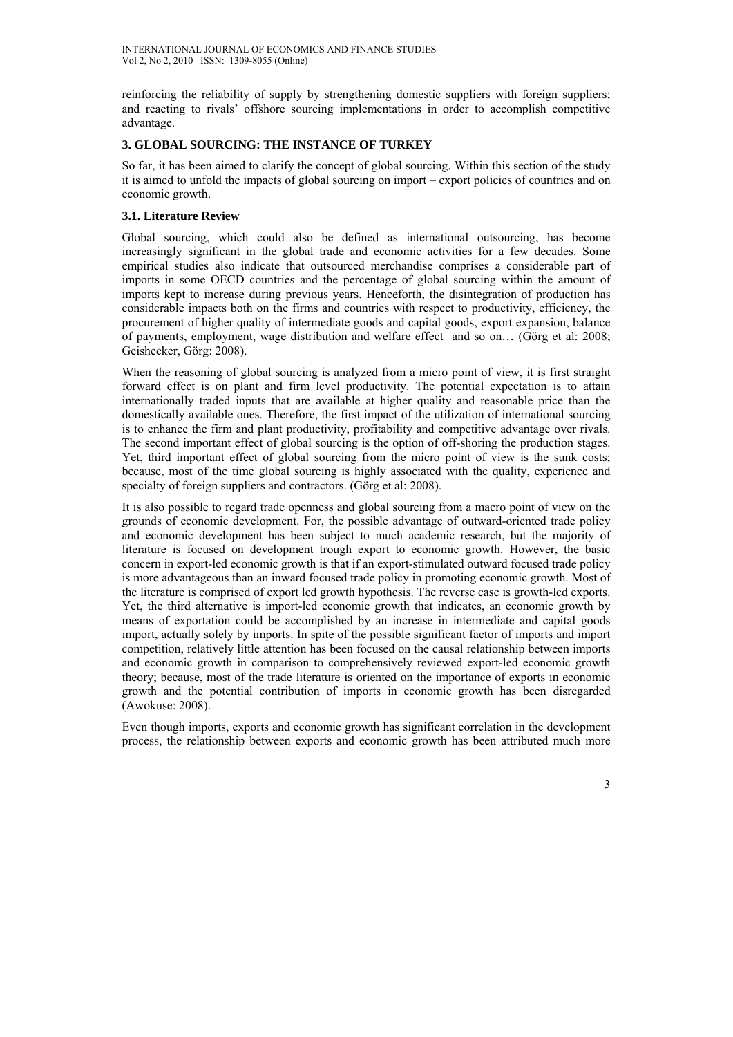reinforcing the reliability of supply by strengthening domestic suppliers with foreign suppliers; and reacting to rivals' offshore sourcing implementations in order to accomplish competitive advantage.

## 3. GLOBAL SOURCING: THE INSTANCE OF TURKEY

So far, it has been aimed to clarify the concept of global sourcing. Within this section of the study it is aimed to unfold the impacts of global sourcing on import – export policies of countries and on economic growth.

### 3.1. Literature Review

Global sourcing, which could also be defined as international outsourcing, has become increasingly significant in the global trade and economic activities for a few decades. Some empirical studies also indicate that outsourced merchandise comprises a considerable part of imports in some OECD countries and the percentage of global sourcing within the amount of imports kept to increase during previous years. Henceforth, the disintegration of production has considerable impacts both on the firms and countries with respect to productivity, efficiency, the procurement of higher quality of intermediate goods and capital goods, export expansion, balance of payments, employment, wage distribution and welfare effect and so on… (Görg et al: 2008; Geishecker, Görg: 2008).

When the reasoning of global sourcing is analyzed from a micro point of view, it is first straight forward effect is on plant and firm level productivity. The potential expectation is to attain internationally traded inputs that are available at higher quality and reasonable price than the domestically available ones. Therefore, the first impact of the utilization of international sourcing is to enhance the firm and plant productivity, profitability and competitive advantage over rivals. The second important effect of global sourcing is the option of off-shoring the production stages. Yet, third important effect of global sourcing from the micro point of view is the sunk costs; because, most of the time global sourcing is highly associated with the quality, experience and specialty of foreign suppliers and contractors. (Görg et al: 2008).

It is also possible to regard trade openness and global sourcing from a macro point of view on the grounds of economic development. For, the possible advantage of outward-oriented trade policy and economic development has been subject to much academic research, but the majority of literature is focused on development trough export to economic growth. However, the basic concern in export-led economic growth is that if an export-stimulated outward focused trade policy is more advantageous than an inward focused trade policy in promoting economic growth. Most of the literature is comprised of export led growth hypothesis. The reverse case is growth-led exports. Yet, the third alternative is import-led economic growth that indicates, an economic growth by means of exportation could be accomplished by an increase in intermediate and capital goods import, actually solely by imports. In spite of the possible significant factor of imports and import competition, relatively little attention has been focused on the causal relationship between imports and economic growth in comparison to comprehensively reviewed export-led economic growth theory; because, most of the trade literature is oriented on the importance of exports in economic growth and the potential contribution of imports in economic growth has been disregarded (Awokuse: 2008).

Even though imports, exports and economic growth has significant correlation in the development process, the relationship between exports and economic growth has been attributed much more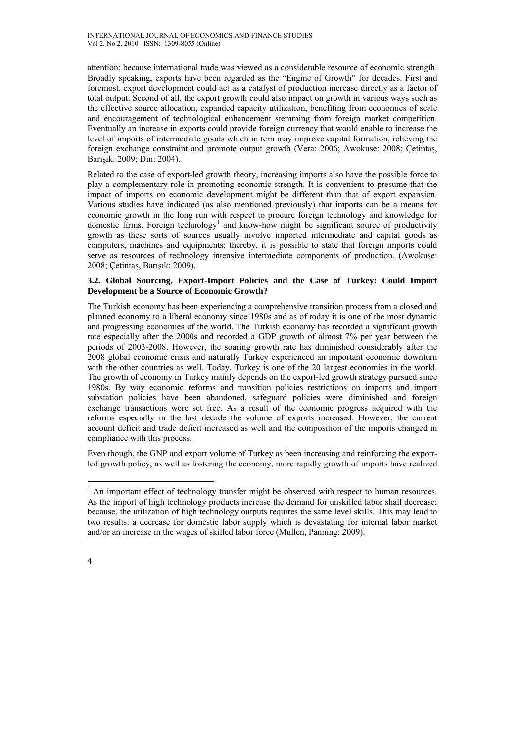attention; because international trade was viewed as a considerable resource of economic strength. Broadly speaking, exports have been regarded as the "Engine of Growth" for decades. First and foremost, export development could act as a catalyst of production increase directly as a factor of total output. Second of all, the export growth could also impact on growth in various ways such as the effective source allocation, expanded capacity utilization, benefiting from economies of scale and encouragement of technological enhancement stemming from foreign market competition. Eventually an increase in exports could provide foreign currency that would enable to increase the level of imports of intermediate goods which in tern may improve capital formation, relieving the foreign exchange constraint and promote output growth (Vera: 2006; Awokuse: 2008; Çetintaş, Barışık: 2009; Din: 2004).

Related to the case of export-led growth theory, increasing imports also have the possible force to play a complementary role in promoting economic strength. It is convenient to presume that the impact of imports on economic development might be different than that of export expansion. Various studies have indicated (as also mentioned previously) that imports can be a means for economic growth in the long run with respect to procure foreign technology and knowledge for domestic firms. Foreign technology[1] and know-how might be significant source of productivity growth as these sorts of sources usually involve imported intermediate and capital goods as computers, machines and equipments; thereby, it is possible to state that foreign imports could serve as resources of technology intensive intermediate components of production. (Awokuse: 2008; Çetintaş, Barışık: 2009).

### 3.2. Global Sourcing, Export-Import Policies and the Case of Turkey: Could Import Development be a Source of Economic Growth?

The Turkish economy has been experiencing a comprehensive transition process from a closed and planned economy to a liberal economy since 1980s and as of today it is one of the most dynamic and progressing economies of the world. The Turkish economy has recorded a significant growth rate especially after the 2000s and recorded a GDP growth of almost 7% per year between the periods of 2003-2008. However, the soaring growth rate has diminished considerably after the 2008 global economic crisis and naturally Turkey experienced an important economic downturn with the other countries as well. Today, Turkey is one of the 20 largest economies in the world. The growth of economy in Turkey mainly depends on the export-led growth strategy pursued since 1980s. By way economic reforms and transition policies restrictions on imports and import substation policies have been abandoned, safeguard policies were diminished and foreign exchange transactions were set free. As a result of the economic progress acquired with the reforms especially in the last decade the volume of exports increased. However, the current account deficit and trade deficit increased as well and the composition of the imports changed in compliance with this process.

Even though, the GNP and export volume of Turkey as been increasing and reinforcing the export-led growth policy, as well as fostering the economy, more rapidly growth of imports have realized

---

[1] An important effect of technology transfer might be observed with respect to human resources. As the import of high technology products increase the demand for unskilled labor shall decrease; because, the utilization of high technology outputs requires the same level skills. This may lead to two results: a decrease for domestic labor supply which is devastating for internal labor market and/or an increase in the wages of skilled labor force (Mullen, Panning: 2009).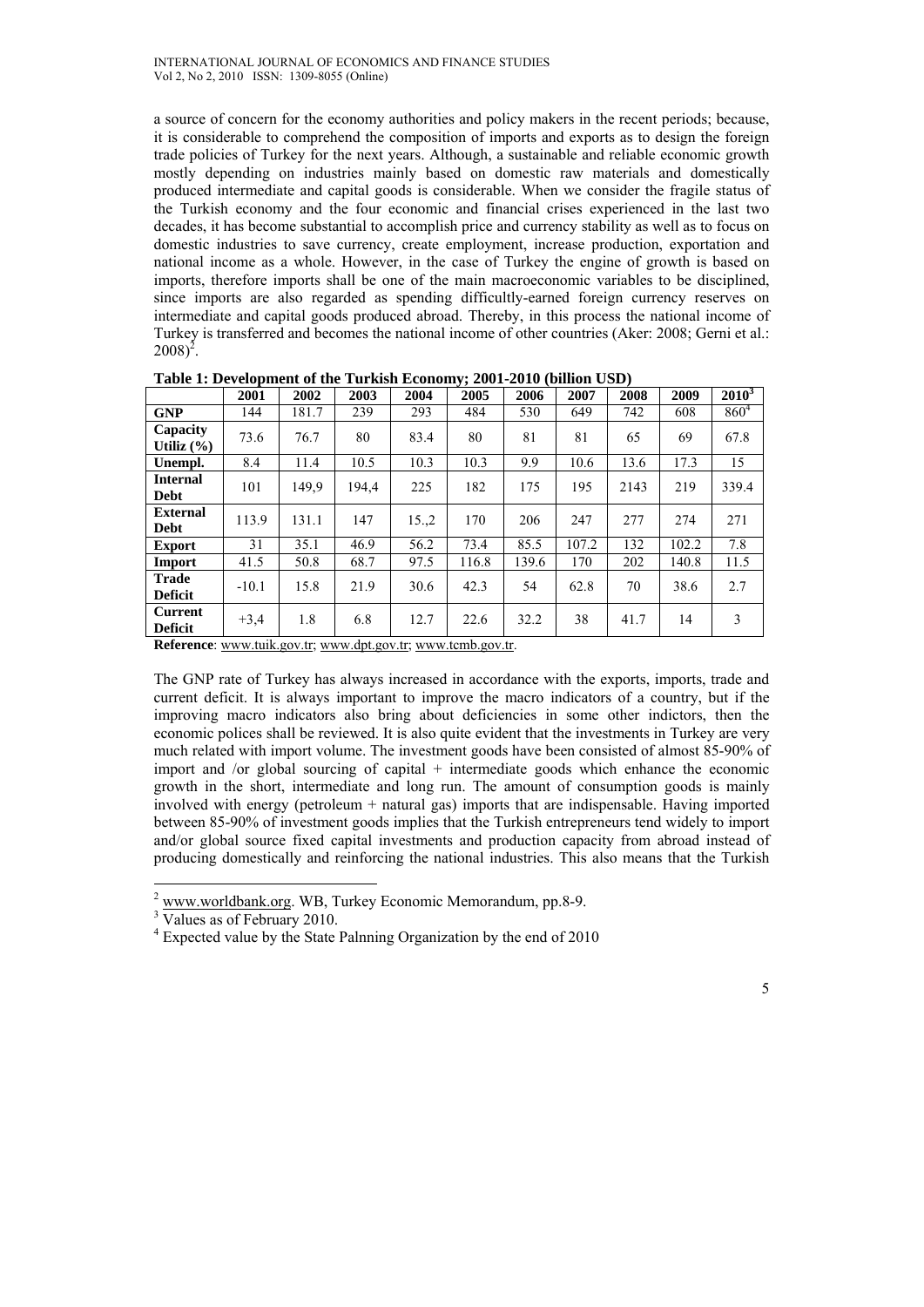a source of concern for the economy authorities and policy makers in the recent periods; because, it is considerable to comprehend the composition of imports and exports as to design the foreign trade policies of Turkey for the next years. Although, a sustainable and reliable economic growth mostly depending on industries mainly based on domestic raw materials and domestically produced intermediate and capital goods is considerable. When we consider the fragile status of the Turkish economy and the four economic and financial crises experienced in the last two decades, it has become substantial to accomplish price and currency stability as well as to focus on domestic industries to save currency, create employment, increase production, exportation and national income as a whole. However, in the case of Turkey the engine of growth is based on imports, therefore imports shall be one of the main macroeconomic variables to be disciplined, since imports are also regarded as spending difficultly-earned foreign currency reserves on intermediate and capital goods produced abroad. Thereby, in this process the national income of Turkey is transferred and becomes the national income of other countries (Aker: 2008; Gerni et al.: 2008)[2].

**Table 1: Development of the Turkish Economy; 2001-2010 (billion USD)**

| | 2001 | 2002 | 2003 | 2004 | 2005 | 2006 | 2007 | 2008 | 2009 | 2010[3] |
|---|---|---|---|---|---|---|---|---|---|---|
| **GNP** | 144 | 181.7 | 239 | 293 | 484 | 530 | 649 | 742 | 608 | 860[4] |
| **Capacity Utiliz (%)** | 73.6 | 76.7 | 80 | 83.4 | 80 | 81 | 81 | 65 | 69 | 67.8 |
| **Unempl.** | 8.4 | 11.4 | 10.5 | 10.3 | 10.3 | 9.9 | 10.6 | 13.6 | 17.3 | 15 |
| **Internal Debt** | 101 | 149,9 | 194,4 | 225 | 182 | 175 | 195 | 2143 | 219 | 339.4 |
| **External Debt** | 113.9 | 131.1 | 147 | 15.,2 | 170 | 206 | 247 | 277 | 274 | 271 |
| **Export** | 31 | 35.1 | 46.9 | 56.2 | 73.4 | 85.5 | 107.2 | 132 | 102.2 | 7.8 |
| **Import** | 41.5 | 50.8 | 68.7 | 97.5 | 116.8 | 139.6 | 170 | 202 | 140.8 | 11.5 |
| **Trade Deficit** | -10.1 | 15.8 | 21.9 | 30.6 | 42.3 | 54 | 62.8 | 70 | 38.6 | 2.7 |
| **Current Deficit** | +3,4 | 1.8 | 6.8 | 12.7 | 22.6 | 32.2 | 38 | 41.7 | 14 | 3 |

**Reference**: www.tuik.gov.tr; www.dpt.gov.tr; www.tcmb.gov.tr.

The GNP rate of Turkey has always increased in accordance with the exports, imports, trade and current deficit. It is always important to improve the macro indicators of a country, but if the improving macro indicators also bring about deficiencies in some other indictors, then the economic polices shall be reviewed. It is also quite evident that the investments in Turkey are very much related with import volume. The investment goods have been consisted of almost 85-90% of import and /or global sourcing of capital + intermediate goods which enhance the economic growth in the short, intermediate and long run. The amount of consumption goods is mainly involved with energy (petroleum + natural gas) imports that are indispensable. Having imported between 85-90% of investment goods implies that the Turkish entrepreneurs tend widely to import and/or global source fixed capital investments and production capacity from abroad instead of producing domestically and reinforcing the national industries. This also means that the Turkish

[2] www.worldbank.org. WB, Turkey Economic Memorandum, pp.8-9.

[3] Values as of February 2010.

[4] Expected value by the State Palnning Organization by the end of 2010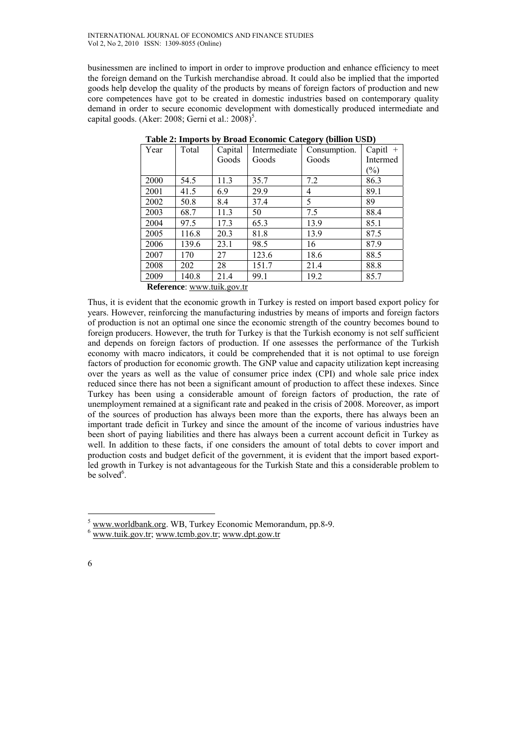businessmen are inclined to import in order to improve production and enhance efficiency to meet the foreign demand on the Turkish merchandise abroad. It could also be implied that the imported goods help develop the quality of the products by means of foreign factors of production and new core competences have got to be created in domestic industries based on contemporary quality demand in order to secure economic development with domestically produced intermediate and capital goods. (Aker: 2008; Gerni et al.: 2008)[5].

**Table 2: Imports by Broad Economic Category (billion USD)**

| Year | Total | Capital Goods | Intermediate Goods | Consumption. Goods | Capitl + Intermed (%) |
|---|---|---|---|---|---|
| 2000 | 54.5 | 11.3 | 35.7 | 7.2 | 86.3 |
| 2001 | 41.5 | 6.9 | 29.9 | 4 | 89.1 |
| 2002 | 50.8 | 8.4 | 37.4 | 5 | 89 |
| 2003 | 68.7 | 11.3 | 50 | 7.5 | 88.4 |
| 2004 | 97.5 | 17.3 | 65.3 | 13.9 | 85.1 |
| 2005 | 116.8 | 20.3 | 81.8 | 13.9 | 87.5 |
| 2006 | 139.6 | 23.1 | 98.5 | 16 | 87.9 |
| 2007 | 170 | 27 | 123.6 | 18.6 | 88.5 |
| 2008 | 202 | 28 | 151.7 | 21.4 | 88.8 |
| 2009 | 140.8 | 21.4 | 99.1 | 19.2 | 85.7 |

**Reference**: www.tuik.gov.tr

Thus, it is evident that the economic growth in Turkey is rested on import based export policy for years. However, reinforcing the manufacturing industries by means of imports and foreign factors of production is not an optimal one since the economic strength of the country becomes bound to foreign producers. However, the truth for Turkey is that the Turkish economy is not self sufficient and depends on foreign factors of production. If one assesses the performance of the Turkish economy with macro indicators, it could be comprehended that it is not optimal to use foreign factors of production for economic growth. The GNP value and capacity utilization kept increasing over the years as well as the value of consumer price index (CPI) and whole sale price index reduced since there has not been a significant amount of production to affect these indexes. Since Turkey has been using a considerable amount of foreign factors of production, the rate of unemployment remained at a significant rate and peaked in the crisis of 2008. Moreover, as import of the sources of production has always been more than the exports, there has always been an important trade deficit in Turkey and since the amount of the income of various industries have been short of paying liabilities and there has always been a current account deficit in Turkey as well. In addition to these facts, if one considers the amount of total debts to cover import and production costs and budget deficit of the government, it is evident that the import based export-led growth in Turkey is not advantageous for the Turkish State and this a considerable problem to be solved[6].

---

[5] www.worldbank.org. WB, Turkey Economic Memorandum, pp.8-9.

[6] www.tuik.gov.tr; www.tcmb.gov.tr; www.dpt.gow.tr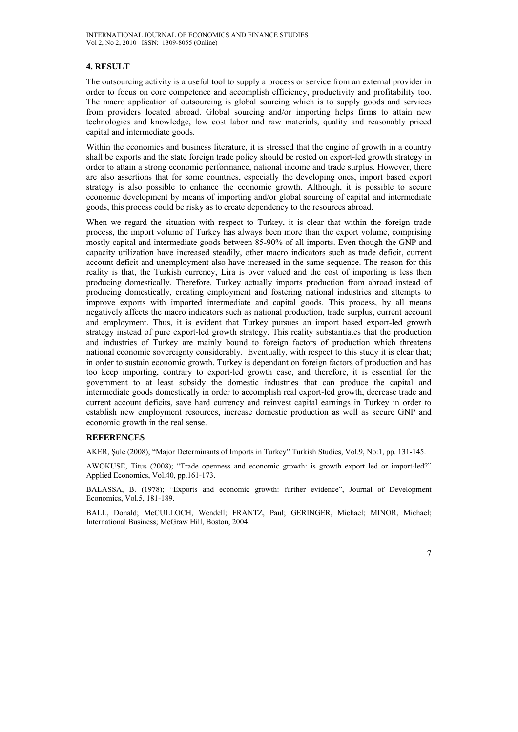## 4. RESULT

The outsourcing activity is a useful tool to supply a process or service from an external provider in order to focus on core competence and accomplish efficiency, productivity and profitability too. The macro application of outsourcing is global sourcing which is to supply goods and services from providers located abroad. Global sourcing and/or importing helps firms to attain new technologies and knowledge, low cost labor and raw materials, quality and reasonably priced capital and intermediate goods.

Within the economics and business literature, it is stressed that the engine of growth in a country shall be exports and the state foreign trade policy should be rested on export-led growth strategy in order to attain a strong economic performance, national income and trade surplus. However, there are also assertions that for some countries, especially the developing ones, import based export strategy is also possible to enhance the economic growth. Although, it is possible to secure economic development by means of importing and/or global sourcing of capital and intermediate goods, this process could be risky as to create dependency to the resources abroad.

When we regard the situation with respect to Turkey, it is clear that within the foreign trade process, the import volume of Turkey has always been more than the export volume, comprising mostly capital and intermediate goods between 85-90% of all imports. Even though the GNP and capacity utilization have increased steadily, other macro indicators such as trade deficit, current account deficit and unemployment also have increased in the same sequence. The reason for this reality is that, the Turkish currency, Lira is over valued and the cost of importing is less then producing domestically. Therefore, Turkey actually imports production from abroad instead of producing domestically, creating employment and fostering national industries and attempts to improve exports with imported intermediate and capital goods. This process, by all means negatively affects the macro indicators such as national production, trade surplus, current account and employment. Thus, it is evident that Turkey pursues an import based export-led growth strategy instead of pure export-led growth strategy. This reality substantiates that the production and industries of Turkey are mainly bound to foreign factors of production which threatens national economic sovereignty considerably. Eventually, with respect to this study it is clear that; in order to sustain economic growth, Turkey is dependant on foreign factors of production and has too keep importing, contrary to export-led growth case, and therefore, it is essential for the government to at least subsidy the domestic industries that can produce the capital and intermediate goods domestically in order to accomplish real export-led growth, decrease trade and current account deficits, save hard currency and reinvest capital earnings in Turkey in order to establish new employment resources, increase domestic production as well as secure GNP and economic growth in the real sense.

## REFERENCES

AKER, Şule (2008); "Major Determinants of Imports in Turkey" Turkish Studies, Vol.9, No:1, pp. 131-145.

AWOKUSE, Titus (2008); "Trade openness and economic growth: is growth export led or import-led?" Applied Economics, Vol.40, pp.161-173.

BALASSA, B. (1978); "Exports and economic growth: further evidence", Journal of Development Economics, Vol.5, 181-189.

BALL, Donald; McCULLOCH, Wendell; FRANTZ, Paul; GERINGER, Michael; MINOR, Michael; International Business; McGraw Hill, Boston, 2004.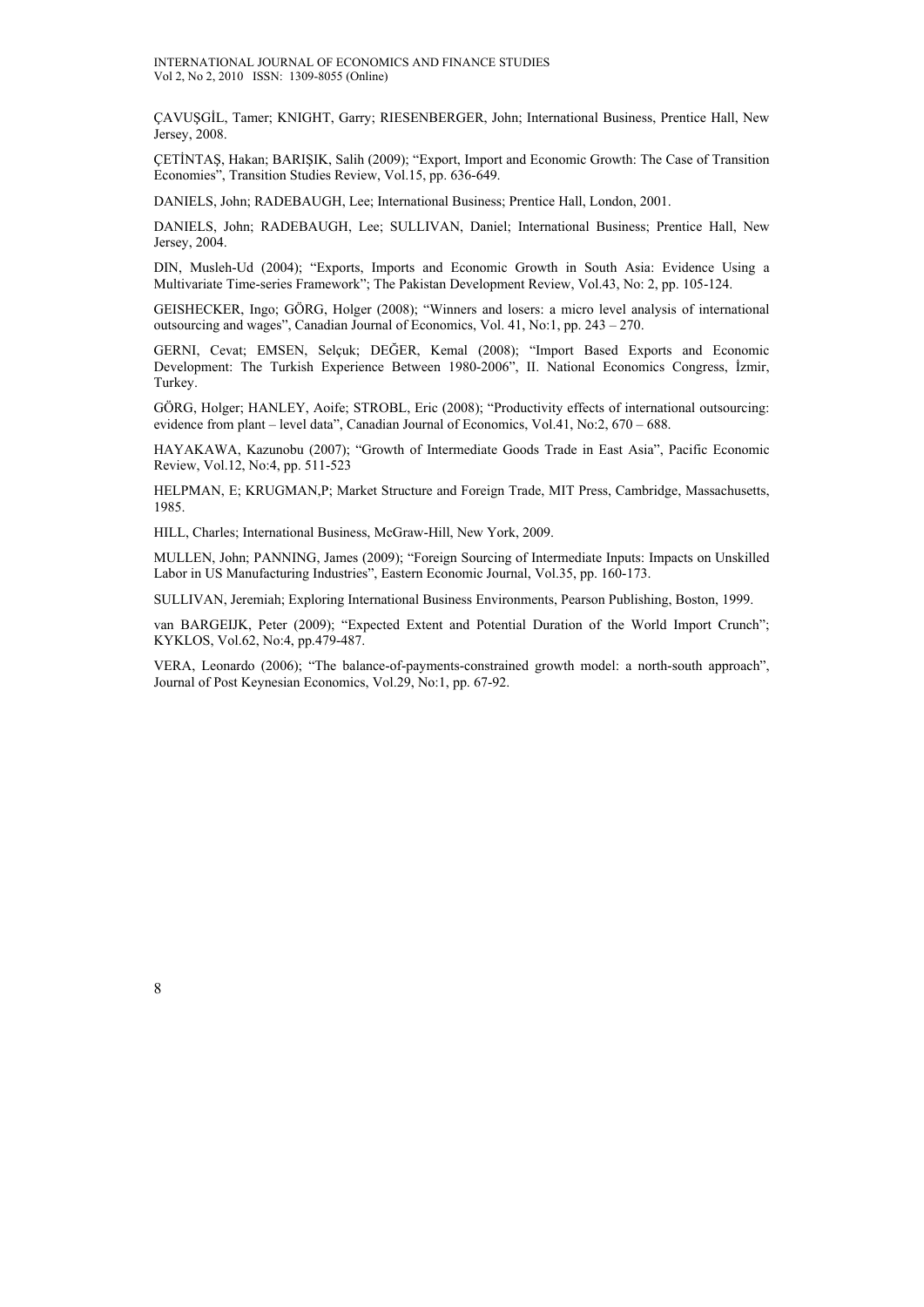ÇAVUŞGİL, Tamer; KNIGHT, Garry; RIESENBERGER, John; International Business, Prentice Hall, New Jersey, 2008.

ÇETİNTAŞ, Hakan; BARIŞIK, Salih (2009); "Export, Import and Economic Growth: The Case of Transition Economies", Transition Studies Review, Vol.15, pp. 636-649.

DANIELS, John; RADEBAUGH, Lee; International Business; Prentice Hall, London, 2001.

DANIELS, John; RADEBAUGH, Lee; SULLIVAN, Daniel; International Business; Prentice Hall, New Jersey, 2004.

DIN, Musleh-Ud (2004); "Exports, Imports and Economic Growth in South Asia: Evidence Using a Multivariate Time-series Framework"; The Pakistan Development Review, Vol.43, No: 2, pp. 105-124.

GEISHECKER, Ingo; GÖRG, Holger (2008); "Winners and losers: a micro level analysis of international outsourcing and wages", Canadian Journal of Economics, Vol. 41, No:1, pp. 243 – 270.

GERNI, Cevat; EMSEN, Selçuk; DEĞER, Kemal (2008); "Import Based Exports and Economic Development: The Turkish Experience Between 1980-2006", II. National Economics Congress, İzmir, Turkey.

GÖRG, Holger; HANLEY, Aoife; STROBL, Eric (2008); "Productivity effects of international outsourcing: evidence from plant – level data", Canadian Journal of Economics, Vol.41, No:2, 670 – 688.

HAYAKAWA, Kazunobu (2007); "Growth of Intermediate Goods Trade in East Asia", Pacific Economic Review, Vol.12, No:4, pp. 511-523

HELPMAN, E; KRUGMAN,P; Market Structure and Foreign Trade, MIT Press, Cambridge, Massachusetts, 1985.

HILL, Charles; International Business, McGraw-Hill, New York, 2009.

MULLEN, John; PANNING, James (2009); "Foreign Sourcing of Intermediate Inputs: Impacts on Unskilled Labor in US Manufacturing Industries", Eastern Economic Journal, Vol.35, pp. 160-173.

SULLIVAN, Jeremiah; Exploring International Business Environments, Pearson Publishing, Boston, 1999.

van BARGEIJK, Peter (2009); "Expected Extent and Potential Duration of the World Import Crunch"; KYKLOS, Vol.62, No:4, pp.479-487.

VERA, Leonardo (2006); "The balance-of-payments-constrained growth model: a north-south approach", Journal of Post Keynesian Economics, Vol.29, No:1, pp. 67-92.